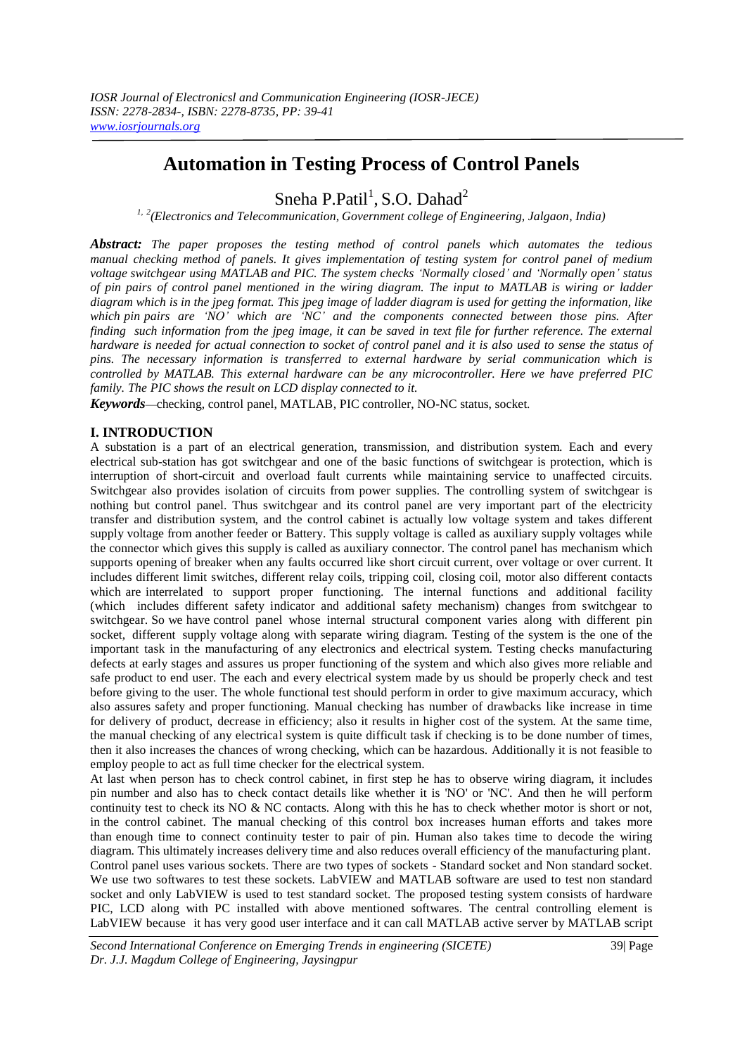# Automation in Testing Process of Control Panels

Sneha P.Patil[1], S.O. Dahad[2]

[1, 2](Electronics and Telecommunication, Government college of Engineering, Jalgaon, India)

***Abstract:*** *The paper proposes the testing method of control panels which automates the tedious manual checking method of panels. It gives implementation of testing system for control panel of medium voltage switchgear using MATLAB and PIC. The system checks 'Normally closed' and 'Normally open' status of pin pairs of control panel mentioned in the wiring diagram. The input to MATLAB is wiring or ladder diagram which is in the jpeg format. This jpeg image of ladder diagram is used for getting the information, like which pin pairs are 'NO' which are 'NC' and the components connected between those pins. After finding such information from the jpeg image, it can be saved in text file for further reference. The external hardware is needed for actual connection to socket of control panel and it is also used to sense the status of pins. The necessary information is transferred to external hardware by serial communication which is controlled by MATLAB. This external hardware can be any microcontroller. Here we have preferred PIC family. The PIC shows the result on LCD display connected to it.*

***Keywords***—checking, control panel, MATLAB, PIC controller, NO-NC status, socket.

## I. INTRODUCTION

A substation is a part of an electrical generation, transmission, and distribution system. Each and every electrical sub-station has got switchgear and one of the basic functions of switchgear is protection, which is interruption of short-circuit and overload fault currents while maintaining service to unaffected circuits. Switchgear also provides isolation of circuits from power supplies. The controlling system of switchgear is nothing but control panel. Thus switchgear and its control panel are very important part of the electricity transfer and distribution system, and the control cabinet is actually low voltage system and takes different supply voltage from another feeder or Battery. This supply voltage is called as auxiliary supply voltages while the connector which gives this supply is called as auxiliary connector. The control panel has mechanism which supports opening of breaker when any faults occurred like short circuit current, over voltage or over current. It includes different limit switches, different relay coils, tripping coil, closing coil, motor also different contacts which are interrelated to support proper functioning. The internal functions and additional facility (which includes different safety indicator and additional safety mechanism) changes from switchgear to switchgear. So we have control panel whose internal structural component varies along with different pin socket, different supply voltage along with separate wiring diagram. Testing of the system is the one of the important task in the manufacturing of any electronics and electrical system. Testing checks manufacturing defects at early stages and assures us proper functioning of the system and which also gives more reliable and safe product to end user. The each and every electrical system made by us should be properly check and test before giving to the user. The whole functional test should perform in order to give maximum accuracy, which also assures safety and proper functioning. Manual checking has number of drawbacks like increase in time for delivery of product, decrease in efficiency; also it results in higher cost of the system. At the same time, the manual checking of any electrical system is quite difficult task if checking is to be done number of times, then it also increases the chances of wrong checking, which can be hazardous. Additionally it is not feasible to employ people to act as full time checker for the electrical system.

At last when person has to check control cabinet, in first step he has to observe wiring diagram, it includes pin number and also has to check contact details like whether it is 'NO' or 'NC'. And then he will perform continuity test to check its NO & NC contacts. Along with this he has to check whether motor is short or not, in the control cabinet. The manual checking of this control box increases human efforts and takes more than enough time to connect continuity tester to pair of pin. Human also takes time to decode the wiring diagram. This ultimately increases delivery time and also reduces overall efficiency of the manufacturing plant. Control panel uses various sockets. There are two types of sockets - Standard socket and Non standard socket. We use two softwares to test these sockets. LabVIEW and MATLAB software are used to test non standard socket and only LabVIEW is used to test standard socket. The proposed testing system consists of hardware PIC, LCD along with PC installed with above mentioned softwares. The central controlling element is LabVIEW because it has very good user interface and it can call MATLAB active server by MATLAB script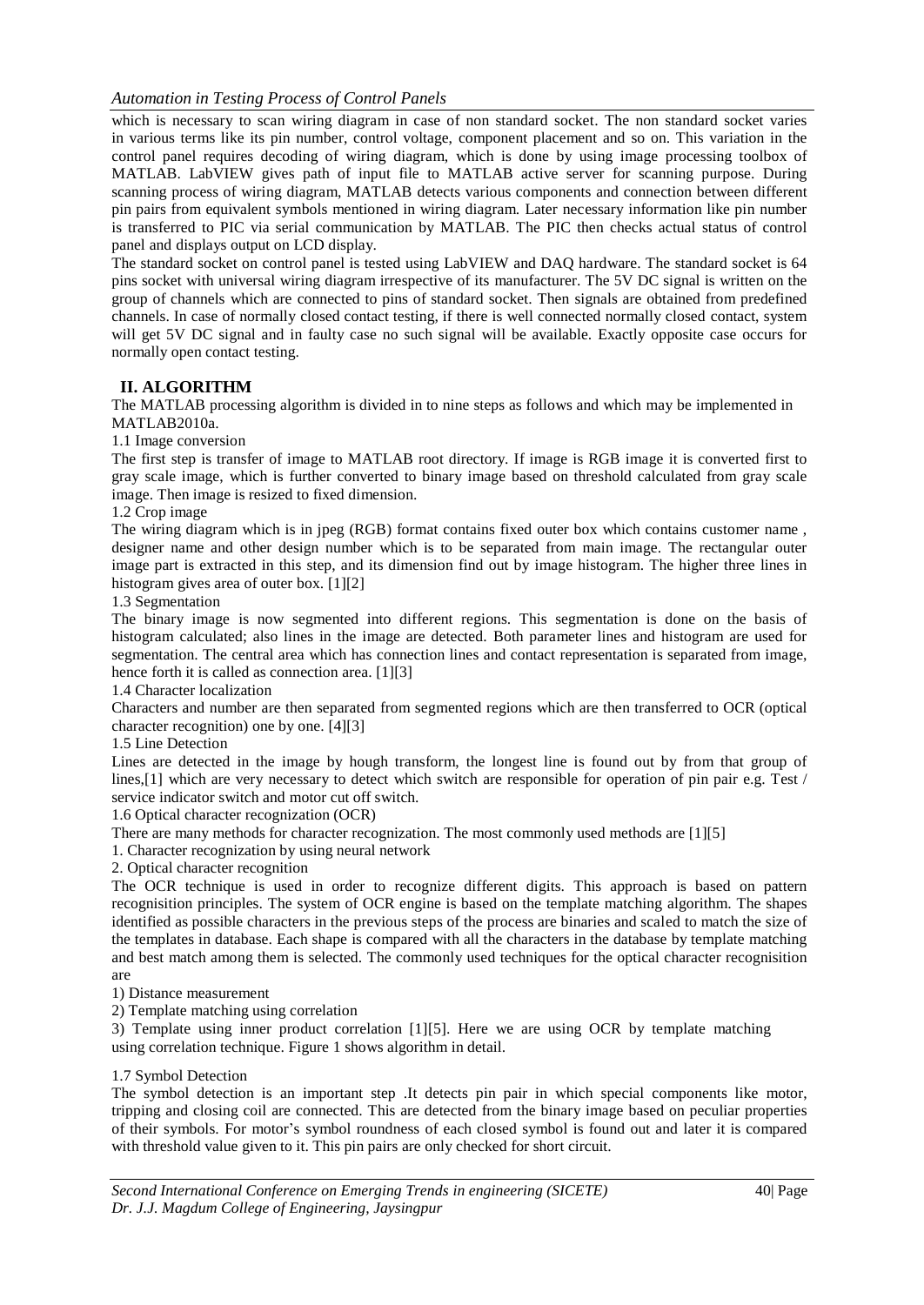which is necessary to scan wiring diagram in case of non standard socket. The non standard socket varies in various terms like its pin number, control voltage, component placement and so on. This variation in the control panel requires decoding of wiring diagram, which is done by using image processing toolbox of MATLAB. LabVIEW gives path of input file to MATLAB active server for scanning purpose. During scanning process of wiring diagram, MATLAB detects various components and connection between different pin pairs from equivalent symbols mentioned in wiring diagram. Later necessary information like pin number is transferred to PIC via serial communication by MATLAB. The PIC then checks actual status of control panel and displays output on LCD display.

The standard socket on control panel is tested using LabVIEW and DAQ hardware. The standard socket is 64 pins socket with universal wiring diagram irrespective of its manufacturer. The 5V DC signal is written on the group of channels which are connected to pins of standard socket. Then signals are obtained from predefined channels. In case of normally closed contact testing, if there is well connected normally closed contact, system will get 5V DC signal and in faulty case no such signal will be available. Exactly opposite case occurs for normally open contact testing.

## II. ALGORITHM

The MATLAB processing algorithm is divided in to nine steps as follows and which may be implemented in MATLAB2010a.

1.1 Image conversion

The first step is transfer of image to MATLAB root directory. If image is RGB image it is converted first to gray scale image, which is further converted to binary image based on threshold calculated from gray scale image. Then image is resized to fixed dimension.

1.2 Crop image

The wiring diagram which is in jpeg (RGB) format contains fixed outer box which contains customer name , designer name and other design number which is to be separated from main image. The rectangular outer image part is extracted in this step, and its dimension find out by image histogram. The higher three lines in histogram gives area of outer box. [1][2]

1.3 Segmentation

The binary image is now segmented into different regions. This segmentation is done on the basis of histogram calculated; also lines in the image are detected. Both parameter lines and histogram are used for segmentation. The central area which has connection lines and contact representation is separated from image, hence forth it is called as connection area. [1][3]

1.4 Character localization

Characters and number are then separated from segmented regions which are then transferred to OCR (optical character recognition) one by one. [4][3]

1.5 Line Detection

Lines are detected in the image by hough transform, the longest line is found out by from that group of lines,[1] which are very necessary to detect which switch are responsible for operation of pin pair e.g. Test / service indicator switch and motor cut off switch.

1.6 Optical character recognization (OCR)

There are many methods for character recognization. The most commonly used methods are [1][5]

1. Character recognization by using neural network
2. Optical character recognition

The OCR technique is used in order to recognize different digits. This approach is based on pattern recognisition principles. The system of OCR engine is based on the template matching algorithm. The shapes identified as possible characters in the previous steps of the process are binaries and scaled to match the size of the templates in database. Each shape is compared with all the characters in the database by template matching and best match among them is selected. The commonly used techniques for the optical character recognisition are

1) Distance measurement
2) Template matching using correlation
3) Template using inner product correlation [1][5]. Here we are using OCR by template matching using correlation technique. Figure 1 shows algorithm in detail.

1.7 Symbol Detection

The symbol detection is an important step .It detects pin pair in which special components like motor, tripping and closing coil are connected. This are detected from the binary image based on peculiar properties of their symbols. For motor's symbol roundness of each closed symbol is found out and later it is compared with threshold value given to it. This pin pairs are only checked for short circuit.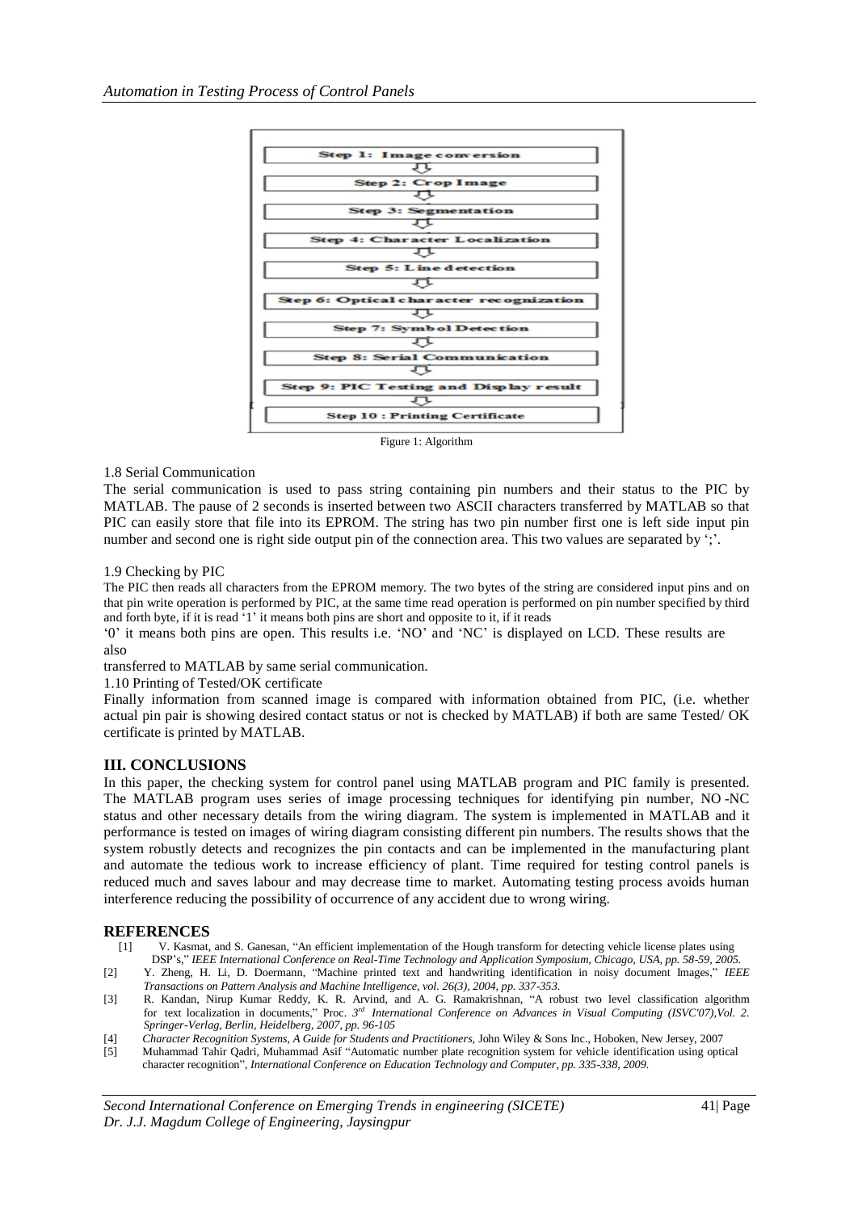Step 1: Image conversion

Step 2: Crop Image

Step 3: Segmentation

Step 4: Character Localization

Step 5: Line detection

Step 6: Optical character recognization

Step 7: Symbol Detection

Step 8: Serial Communication

Step 9: PIC Testing and Display result

Step 10 : Printing Certificate

Figure 1: Algorithm

1.8 Serial Communication

The serial communication is used to pass string containing pin numbers and their status to the PIC by MATLAB. The pause of 2 seconds is inserted between two ASCII characters transferred by MATLAB so that PIC can easily store that file into its EPROM. The string has two pin number first one is left side input pin number and second one is right side output pin of the connection area. This two values are separated by ';'.

1.9 Checking by PIC

The PIC then reads all characters from the EPROM memory. The two bytes of the string are considered input pins and on that pin write operation is performed by PIC, at the same time read operation is performed on pin number specified by third and forth byte, if it is read '1' it means both pins are short and opposite to it, if it reads '0' it means both pins are open. This results i.e. 'NO' and 'NC' is displayed on LCD. These results are also transferred to MATLAB by same serial communication.

1.10 Printing of Tested/OK certificate

Finally information from scanned image is compared with information obtained from PIC, (i.e. whether actual pin pair is showing desired contact status or not is checked by MATLAB) if both are same Tested/ OK certificate is printed by MATLAB.

## III. CONCLUSIONS

In this paper, the checking system for control panel using MATLAB program and PIC family is presented. The MATLAB program uses series of image processing techniques for identifying pin number, NO -NC status and other necessary details from the wiring diagram. The system is implemented in MATLAB and it performance is tested on images of wiring diagram consisting different pin numbers. The results shows that the system robustly detects and recognizes the pin contacts and can be implemented in the manufacturing plant and automate the tedious work to increase efficiency of plant. Time required for testing control panels is reduced much and saves labour and may decrease time to market. Automating testing process avoids human interference reducing the possibility of occurrence of any accident due to wrong wiring.

## REFERENCES

[1] V. Kasmat, and S. Ganesan, "An efficient implementation of the Hough transform for detecting vehicle license plates using DSP's," *IEEE International Conference on Real-Time Technology and Application Symposium, Chicago, USA, pp. 58-59, 2005.*

[2] Y. Zheng, H. Li, D. Doermann, "Machine printed text and handwriting identification in noisy document Images," *IEEE Transactions on Pattern Analysis and Machine Intelligence, vol. 26(3), 2004, pp. 337-353.*

[3] R. Kandan, Nirup Kumar Reddy, K. R. Arvind, and A. G. Ramakrishnan, "A robust two level classification algorithm for text localization in documents," Proc. *3rd International Conference on Advances in Visual Computing (ISVC'07),Vol. 2. Springer-Verlag, Berlin, Heidelberg, 2007, pp. 96-105*

[4] *Character Recognition Systems, A Guide for Students and Practitioners*, John Wiley & Sons Inc., Hoboken, New Jersey, 2007

[5] Muhammad Tahir Qadri, Muhammad Asif "Automatic number plate recognition system for vehicle identification using optical character recognition", *International Conference on Education Technology and Computer, pp. 335-338, 2009.*